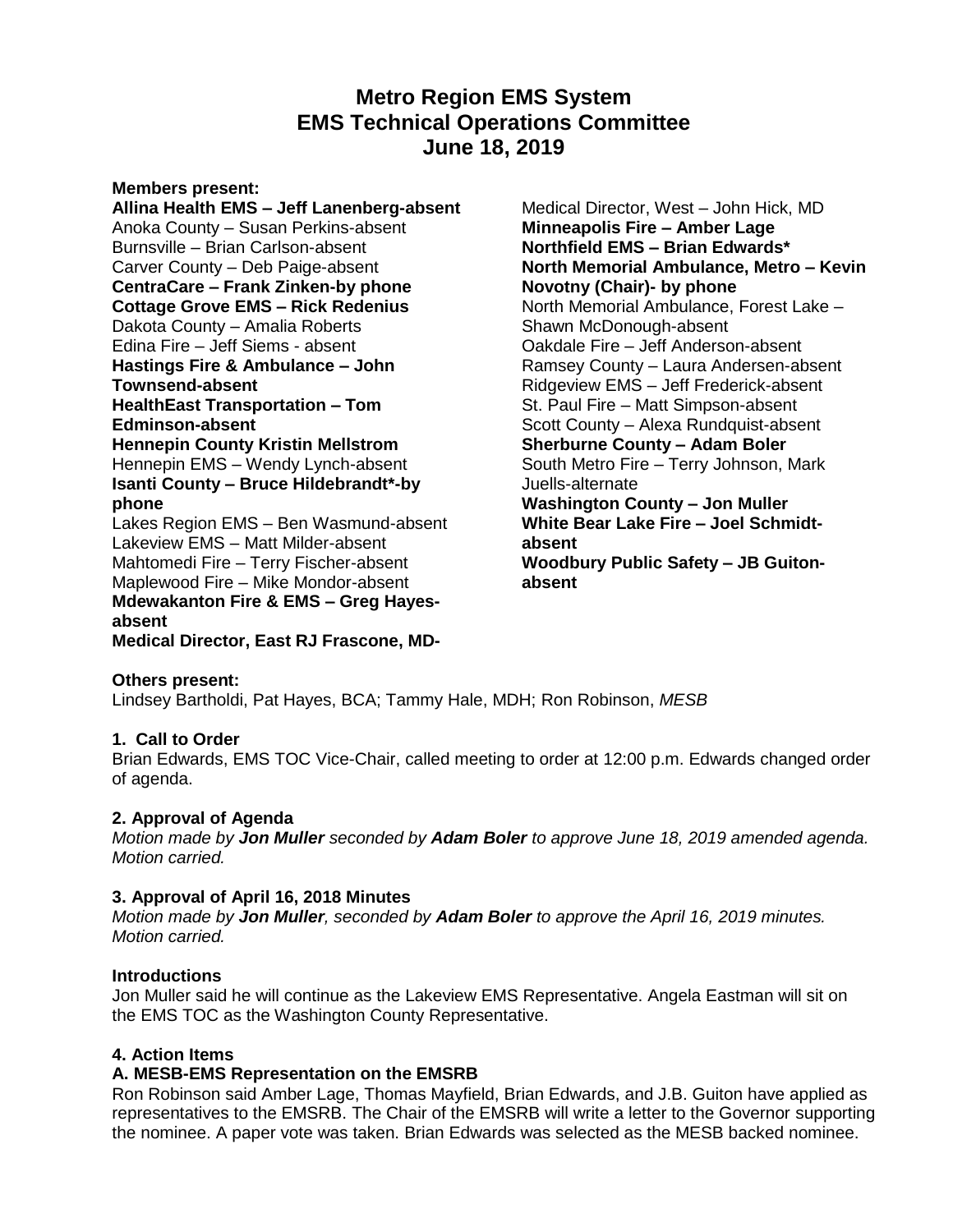# Metro Region EMS System
# EMS Technical Operations Committee
# June 18, 2019

**Members present:**

**Allina Health EMS – Jeff Lanenberg-absent**
Anoka County – Susan Perkins-absent
Burnsville – Brian Carlson-absent
Carver County – Deb Paige-absent
**CentraCare – Frank Zinken-by phone**
**Cottage Grove EMS – Rick Redenius**
Dakota County – Amalia Roberts
Edina Fire – Jeff Siems - absent
**Hastings Fire & Ambulance – John Townsend-absent**
**HealthEast Transportation – Tom Edminson-absent**
**Hennepin County Kristin Mellstrom**
Hennepin EMS – Wendy Lynch-absent
**Isanti County – Bruce Hildebrandt*-by phone**
Lakes Region EMS – Ben Wasmund-absent
Lakeview EMS – Matt Milder-absent
Mahtomedi Fire – Terry Fischer-absent
Maplewood Fire – Mike Mondor-absent
**Mdewakanton Fire & EMS – Greg Hayes-absent**
**Medical Director, East RJ Frascone, MD-**
Medical Director, West – John Hick, MD
**Minneapolis Fire – Amber Lage**
**Northfield EMS – Brian Edwards***
**North Memorial Ambulance, Metro – Kevin Novotny (Chair)- by phone**
North Memorial Ambulance, Forest Lake – Shawn McDonough-absent
Oakdale Fire – Jeff Anderson-absent
Ramsey County – Laura Andersen-absent
Ridgeview EMS – Jeff Frederick-absent
St. Paul Fire – Matt Simpson-absent
Scott County – Alexa Rundquist-absent
**Sherburne County – Adam Boler**
South Metro Fire – Terry Johnson, Mark Juells-alternate
**Washington County – Jon Muller**
**White Bear Lake Fire – Joel Schmidt-absent**
**Woodbury Public Safety – JB Guiton-absent**

**Others present:**
Lindsey Bartholdi, Pat Hayes, BCA; Tammy Hale, MDH; Ron Robinson, *MESB*

### 1. Call to Order

Brian Edwards, EMS TOC Vice-Chair, called meeting to order at 12:00 p.m. Edwards changed order of agenda.

### 2. Approval of Agenda

*Motion made by **Jon Muller** seconded by **Adam Boler** to approve June 18, 2019 amended agenda. Motion carried.*

### 3. Approval of April 16, 2018 Minutes

*Motion made by **Jon Muller**, seconded by **Adam Boler** to approve the April 16, 2019 minutes. Motion carried.*

### Introductions

Jon Muller said he will continue as the Lakeview EMS Representative. Angela Eastman will sit on the EMS TOC as the Washington County Representative.

### 4. Action Items

#### A. MESB-EMS Representation on the EMSRB

Ron Robinson said Amber Lage, Thomas Mayfield, Brian Edwards, and J.B. Guiton have applied as representatives to the EMSRB. The Chair of the EMSRB will write a letter to the Governor supporting the nominee. A paper vote was taken. Brian Edwards was selected as the MESB backed nominee.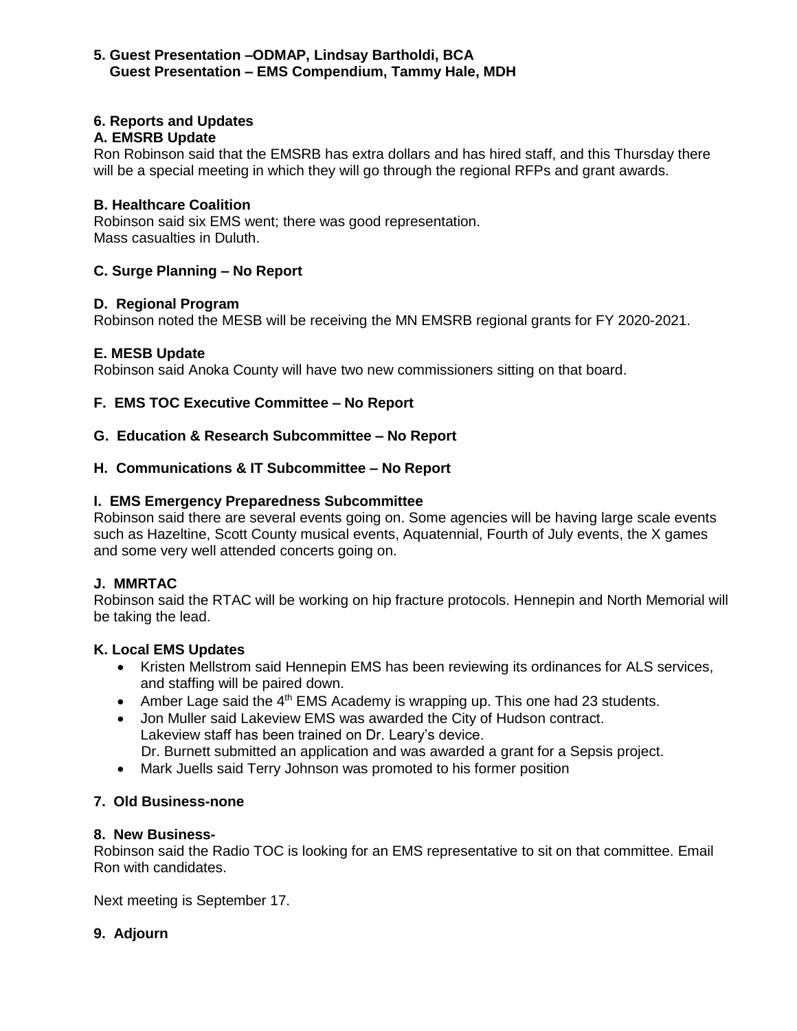**5. Guest Presentation –ODMAP, Lindsay Bartholdi, BCA**
**Guest Presentation – EMS Compendium, Tammy Hale, MDH**

**6. Reports and Updates**

**A. EMSRB Update**

Ron Robinson said that the EMSRB has extra dollars and has hired staff, and this Thursday there will be a special meeting in which they will go through the regional RFPs and grant awards.

**B. Healthcare Coalition**

Robinson said six EMS went; there was good representation.
Mass casualties in Duluth.

**C. Surge Planning – No Report**

**D. Regional Program**

Robinson noted the MESB will be receiving the MN EMSRB regional grants for FY 2020-2021.

**E. MESB Update**

Robinson said Anoka County will have two new commissioners sitting on that board.

**F. EMS TOC Executive Committee – No Report**

**G. Education & Research Subcommittee – No Report**

**H. Communications & IT Subcommittee – No Report**

**I. EMS Emergency Preparedness Subcommittee**

Robinson said there are several events going on. Some agencies will be having large scale events such as Hazeltine, Scott County musical events, Aquatennial, Fourth of July events, the X games and some very well attended concerts going on.

**J. MMRTAC**

Robinson said the RTAC will be working on hip fracture protocols. Hennepin and North Memorial will be taking the lead.

**K. Local EMS Updates**

- Kristen Mellstrom said Hennepin EMS has been reviewing its ordinances for ALS services, and staffing will be paired down.
- Amber Lage said the 4th EMS Academy is wrapping up. This one had 23 students.
- Jon Muller said Lakeview EMS was awarded the City of Hudson contract.
  Lakeview staff has been trained on Dr. Leary's device.
  Dr. Burnett submitted an application and was awarded a grant for a Sepsis project.
- Mark Juells said Terry Johnson was promoted to his former position

**7. Old Business-none**

**8. New Business-**

Robinson said the Radio TOC is looking for an EMS representative to sit on that committee. Email Ron with candidates.

Next meeting is September 17.

**9. Adjourn**